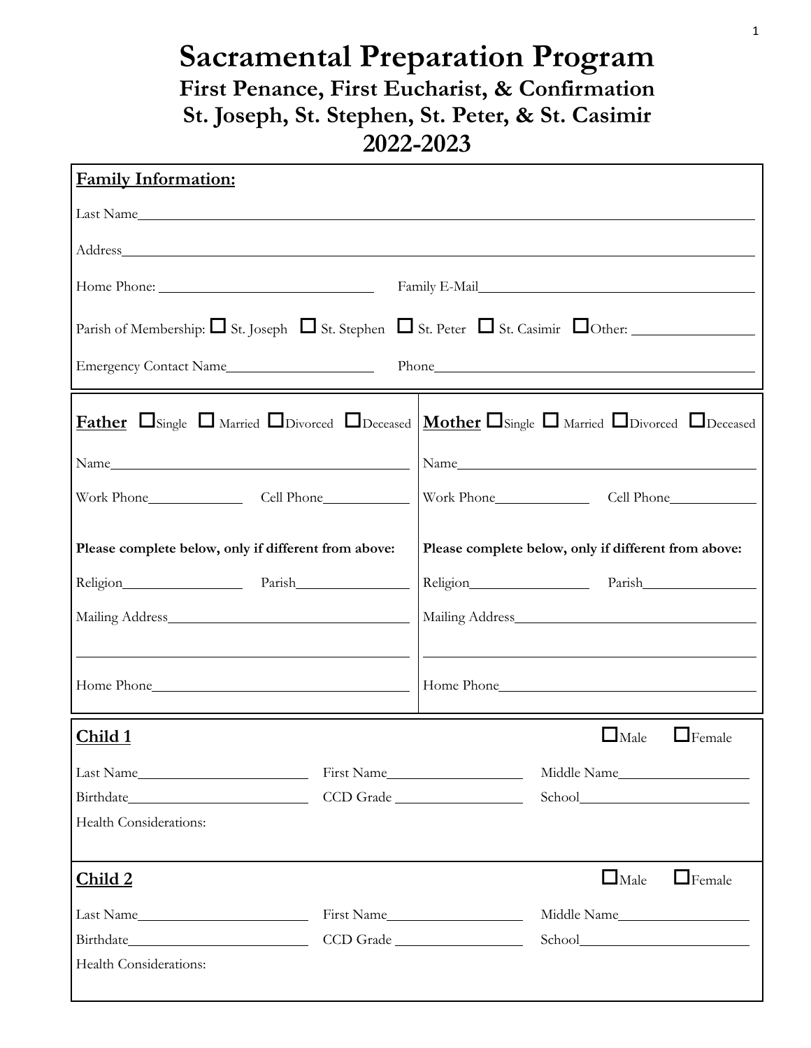# Sacramental Preparation Program

## First Penance, First Eucharist, & Confirmation
## St. Joseph, St. Stephen, St. Peter, & St. Casimir
## 2022-2023

**Family Information:**

Last Name\_\_\_\_\_\_\_\_\_\_\_\_\_\_\_\_\_\_\_\_\_\_\_\_\_\_\_\_\_\_\_\_\_\_\_\_\_\_\_\_\_\_\_\_\_\_\_\_\_\_\_\_

Address\_\_\_\_\_\_\_\_\_\_\_\_\_\_\_\_\_\_\_\_\_\_\_\_\_\_\_\_\_\_\_\_\_\_\_\_\_\_\_\_\_\_\_\_\_\_\_\_\_\_\_\_\_\_

Home Phone: \_\_\_\_\_\_\_\_\_\_\_\_\_\_\_\_\_\_\_\_ Family E-Mail\_\_\_\_\_\_\_\_\_\_\_\_\_\_\_\_\_\_\_\_\_\_\_\_

Parish of Membership: ☐ St. Joseph ☐ St. Stephen ☐ St. Peter ☐ St. Casimir ☐ Other: \_\_\_\_\_\_\_\_\_\_\_\_

Emergency Contact Name\_\_\_\_\_\_\_\_\_\_\_\_\_\_\_\_ Phone\_\_\_\_\_\_\_\_\_\_\_\_\_\_\_\_\_\_\_\_\_\_\_\_\_\_\_\_

---

**Father** ☐ Single ☐ Married ☐ Divorced ☐ Deceased

Name\_\_\_\_\_\_\_\_\_\_\_\_\_\_\_\_\_\_\_\_\_\_\_\_\_\_\_\_\_\_

Work Phone\_\_\_\_\_\_\_\_\_\_ Cell Phone\_\_\_\_\_\_\_\_\_\_

**Please complete below, only if different from above:**

Religion\_\_\_\_\_\_\_\_\_\_\_\_\_\_ Parish\_\_\_\_\_\_\_\_\_\_\_\_\_\_

Mailing Address\_\_\_\_\_\_\_\_\_\_\_\_\_\_\_\_\_\_\_\_\_\_\_\_\_\_

\_\_\_\_\_\_\_\_\_\_\_\_\_\_\_\_\_\_\_\_\_\_\_\_\_\_\_\_\_\_\_\_\_\_\_\_\_\_\_\_

Home Phone\_\_\_\_\_\_\_\_\_\_\_\_\_\_\_\_\_\_\_\_\_\_\_\_\_\_\_\_

**Mother** ☐ Single ☐ Married ☐ Divorced ☐ Deceased

Name\_\_\_\_\_\_\_\_\_\_\_\_\_\_\_\_\_\_\_\_\_\_\_\_\_\_\_\_\_\_

Work Phone\_\_\_\_\_\_\_\_\_\_ Cell Phone\_\_\_\_\_\_\_\_\_\_

**Please complete below, only if different from above:**

Religion\_\_\_\_\_\_\_\_\_\_\_\_\_\_ Parish\_\_\_\_\_\_\_\_\_\_\_\_\_\_

Mailing Address\_\_\_\_\_\_\_\_\_\_\_\_\_\_\_\_\_\_\_\_\_\_\_\_\_\_

\_\_\_\_\_\_\_\_\_\_\_\_\_\_\_\_\_\_\_\_\_\_\_\_\_\_\_\_\_\_\_\_\_\_\_\_\_\_\_\_

Home Phone\_\_\_\_\_\_\_\_\_\_\_\_\_\_\_\_\_\_\_\_\_\_\_\_\_\_\_\_

---

**Child 1** ☐ Male ☐ Female

Last Name\_\_\_\_\_\_\_\_\_\_\_\_\_\_\_\_ First Name\_\_\_\_\_\_\_\_\_\_\_\_\_\_ Middle Name\_\_\_\_\_\_\_\_\_\_\_\_\_\_

Birthdate\_\_\_\_\_\_\_\_\_\_\_\_\_\_\_\_ CCD Grade \_\_\_\_\_\_\_\_\_\_\_\_\_\_ School\_\_\_\_\_\_\_\_\_\_\_\_\_\_\_\_

Health Considerations:

---

**Child 2** ☐ Male ☐ Female

Last Name\_\_\_\_\_\_\_\_\_\_\_\_\_\_\_\_ First Name\_\_\_\_\_\_\_\_\_\_\_\_\_\_ Middle Name\_\_\_\_\_\_\_\_\_\_\_\_\_\_

Birthdate\_\_\_\_\_\_\_\_\_\_\_\_\_\_\_\_ CCD Grade \_\_\_\_\_\_\_\_\_\_\_\_\_\_ School\_\_\_\_\_\_\_\_\_\_\_\_\_\_\_\_

Health Considerations: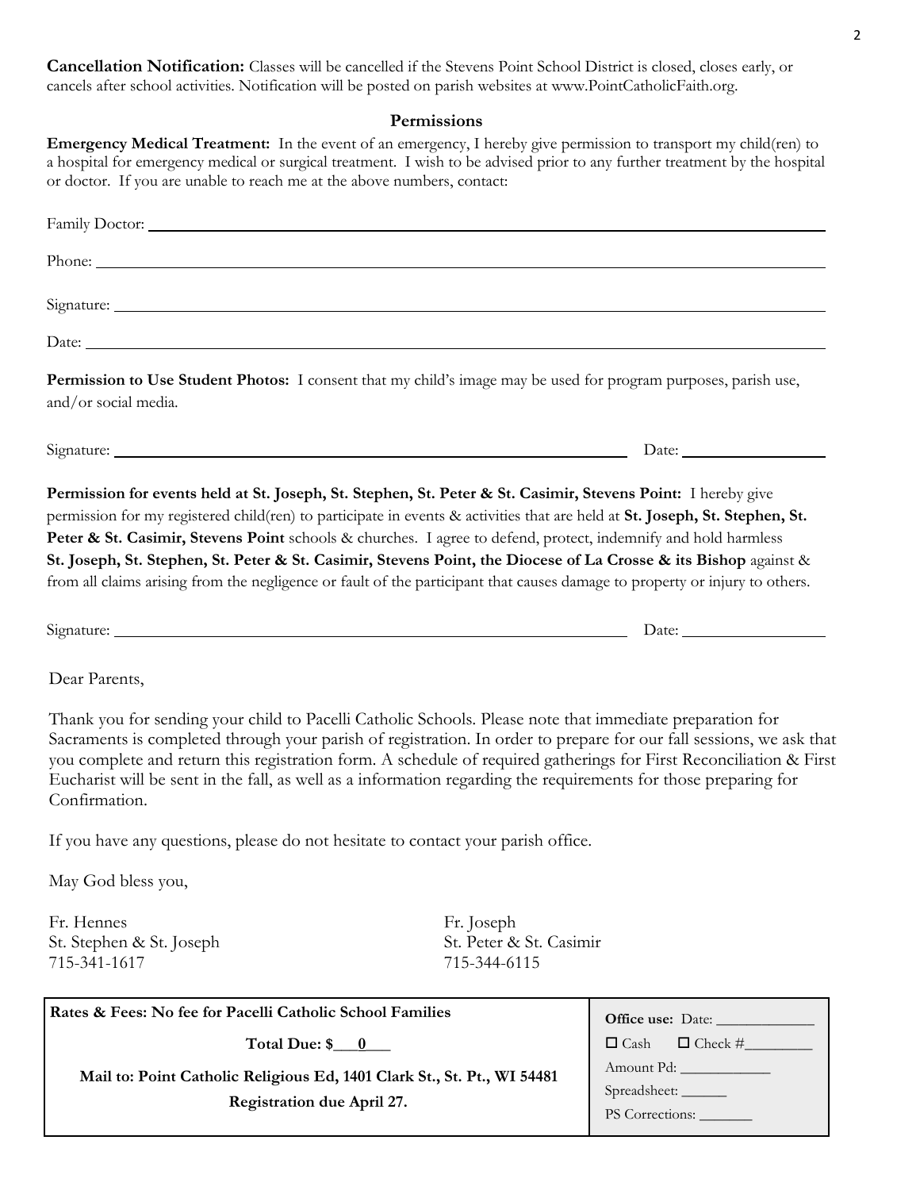**Cancellation Notification:** Classes will be cancelled if the Stevens Point School District is closed, closes early, or cancels after school activities. Notification will be posted on parish websites at www.PointCatholicFaith.org.

## Permissions

**Emergency Medical Treatment:** In the event of an emergency, I hereby give permission to transport my child(ren) to a hospital for emergency medical or surgical treatment. I wish to be advised prior to any further treatment by the hospital or doctor. If you are unable to reach me at the above numbers, contact:

Family Doctor: ______________________________

Phone: ______________________________

Signature: ______________________________

Date: ______________________________

**Permission to Use Student Photos:** I consent that my child's image may be used for program purposes, parish use, and/or social media.

Signature: ______________________________ Date: ______________

**Permission for events held at St. Joseph, St. Stephen, St. Peter & St. Casimir, Stevens Point:** I hereby give permission for my registered child(ren) to participate in events & activities that are held at **St. Joseph, St. Stephen, St. Peter & St. Casimir, Stevens Point** schools & churches. I agree to defend, protect, indemnify and hold harmless **St. Joseph, St. Stephen, St. Peter & St. Casimir, Stevens Point, the Diocese of La Crosse & its Bishop** against & from all claims arising from the negligence or fault of the participant that causes damage to property or injury to others.

Signature: ______________________________ Date: ______________

Dear Parents,

Thank you for sending your child to Pacelli Catholic Schools. Please note that immediate preparation for Sacraments is completed through your parish of registration. In order to prepare for our fall sessions, we ask that you complete and return this registration form. A schedule of required gatherings for First Reconciliation & First Eucharist will be sent in the fall, as well as a information regarding the requirements for those preparing for Confirmation.

If you have any questions, please do not hesitate to contact your parish office.

May God bless you,

Fr. Hennes
St. Stephen & St. Joseph
715-341-1617

Fr. Joseph
St. Peter & St. Casimir
715-344-6115

**Rates & Fees: No fee for Pacelli Catholic School Families**

**Total Due: $\_\_\_0\_\_\_**

**Mail to: Point Catholic Religious Ed, 1401 Clark St., St. Pt., WI 54481**

**Registration due April 27.**

**Office use:** Date: ____________
☐ Cash ☐ Check #________
Amount Pd: ___________
Spreadsheet: ______
PS Corrections: _______